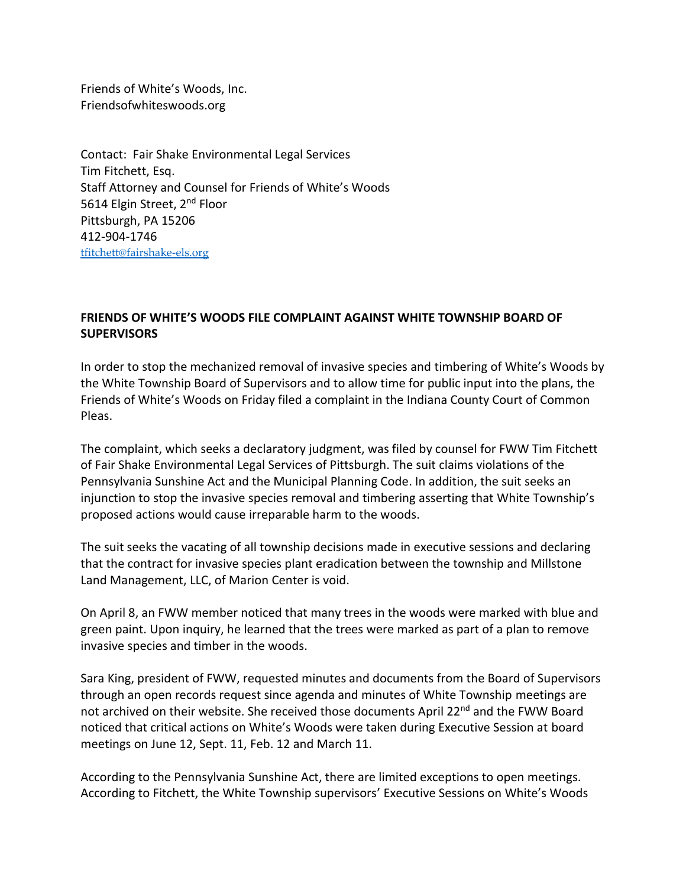Friends of White's Woods, Inc.
Friendsofwhiteswoods.org

Contact: Fair Shake Environmental Legal Services
Tim Fitchett, Esq.
Staff Attorney and Counsel for Friends of White's Woods
5614 Elgin Street, 2nd Floor
Pittsburgh, PA 15206
412-904-1746
tfitchett@fairshake-els.org

**FRIENDS OF WHITE'S WOODS FILE COMPLAINT AGAINST WHITE TOWNSHIP BOARD OF SUPERVISORS**

In order to stop the mechanized removal of invasive species and timbering of White's Woods by the White Township Board of Supervisors and to allow time for public input into the plans, the Friends of White's Woods on Friday filed a complaint in the Indiana County Court of Common Pleas.

The complaint, which seeks a declaratory judgment, was filed by counsel for FWW Tim Fitchett of Fair Shake Environmental Legal Services of Pittsburgh. The suit claims violations of the Pennsylvania Sunshine Act and the Municipal Planning Code. In addition, the suit seeks an injunction to stop the invasive species removal and timbering asserting that White Township's proposed actions would cause irreparable harm to the woods.

The suit seeks the vacating of all township decisions made in executive sessions and declaring that the contract for invasive species plant eradication between the township and Millstone Land Management, LLC, of Marion Center is void.

On April 8, an FWW member noticed that many trees in the woods were marked with blue and green paint. Upon inquiry, he learned that the trees were marked as part of a plan to remove invasive species and timber in the woods.

Sara King, president of FWW, requested minutes and documents from the Board of Supervisors through an open records request since agenda and minutes of White Township meetings are not archived on their website. She received those documents April 22nd and the FWW Board noticed that critical actions on White's Woods were taken during Executive Session at board meetings on June 12, Sept. 11, Feb. 12 and March 11.

According to the Pennsylvania Sunshine Act, there are limited exceptions to open meetings. According to Fitchett, the White Township supervisors' Executive Sessions on White's Woods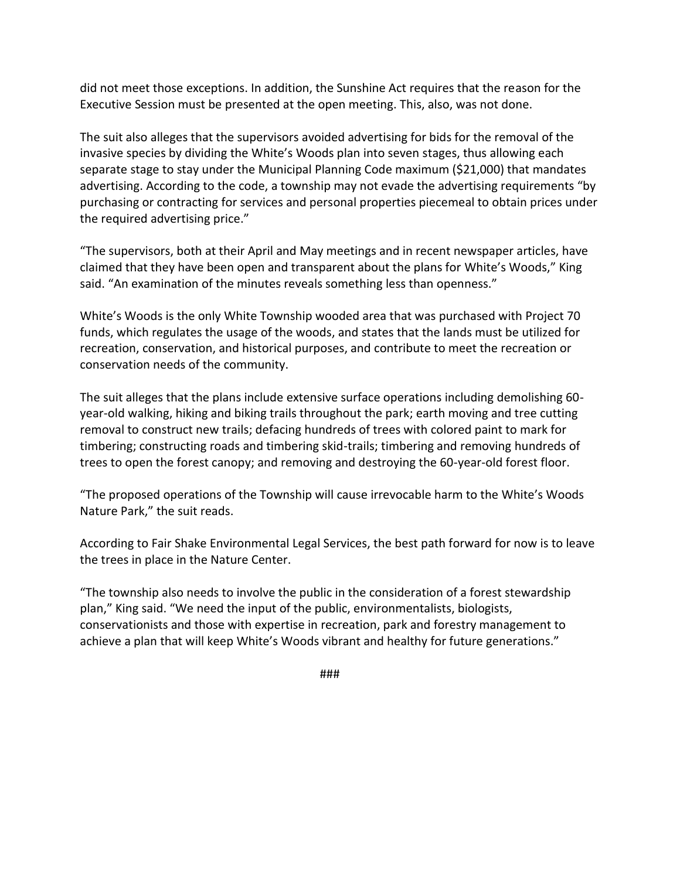did not meet those exceptions. In addition, the Sunshine Act requires that the reason for the Executive Session must be presented at the open meeting. This, also, was not done.

The suit also alleges that the supervisors avoided advertising for bids for the removal of the invasive species by dividing the White's Woods plan into seven stages, thus allowing each separate stage to stay under the Municipal Planning Code maximum ($21,000) that mandates advertising. According to the code, a township may not evade the advertising requirements "by purchasing or contracting for services and personal properties piecemeal to obtain prices under the required advertising price."

"The supervisors, both at their April and May meetings and in recent newspaper articles, have claimed that they have been open and transparent about the plans for White's Woods," King said. "An examination of the minutes reveals something less than openness."

White's Woods is the only White Township wooded area that was purchased with Project 70 funds, which regulates the usage of the woods, and states that the lands must be utilized for recreation, conservation, and historical purposes, and contribute to meet the recreation or conservation needs of the community.

The suit alleges that the plans include extensive surface operations including demolishing 60-year-old walking, hiking and biking trails throughout the park; earth moving and tree cutting removal to construct new trails; defacing hundreds of trees with colored paint to mark for timbering; constructing roads and timbering skid-trails; timbering and removing hundreds of trees to open the forest canopy; and removing and destroying the 60-year-old forest floor.

"The proposed operations of the Township will cause irrevocable harm to the White's Woods Nature Park," the suit reads.

According to Fair Shake Environmental Legal Services, the best path forward for now is to leave the trees in place in the Nature Center.

"The township also needs to involve the public in the consideration of a forest stewardship plan," King said. "We need the input of the public, environmentalists, biologists, conservationists and those with expertise in recreation, park and forestry management to achieve a plan that will keep White's Woods vibrant and healthy for future generations."

###